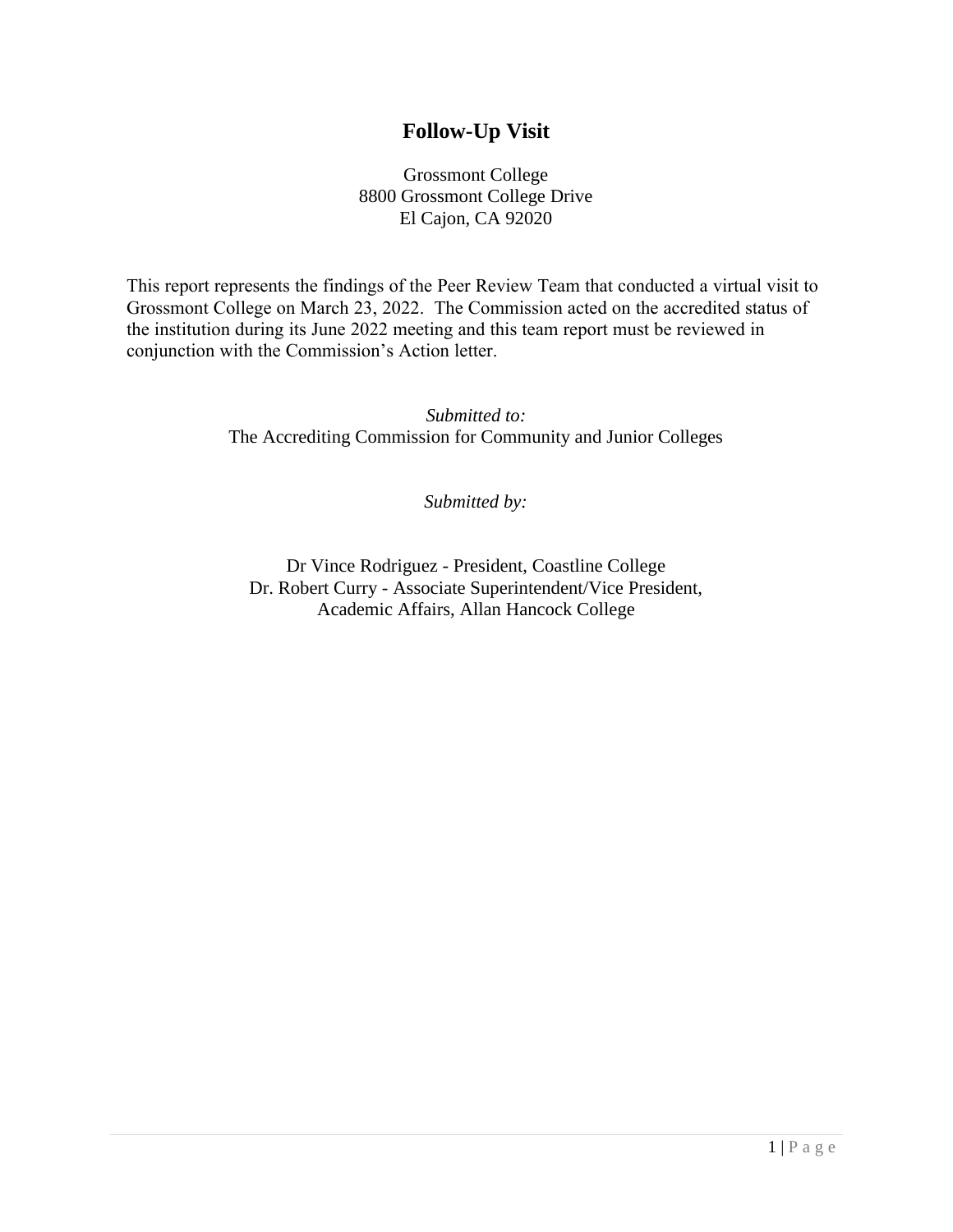# Follow-Up Visit

Grossmont College
8800 Grossmont College Drive
El Cajon, CA 92020

This report represents the findings of the Peer Review Team that conducted a virtual visit to Grossmont College on March 23, 2022. The Commission acted on the accredited status of the institution during its June 2022 meeting and this team report must be reviewed in conjunction with the Commission's Action letter.

*Submitted to:*
The Accrediting Commission for Community and Junior Colleges

*Submitted by:*

Dr Vince Rodriguez - President, Coastline College
Dr. Robert Curry - Associate Superintendent/Vice President, Academic Affairs, Allan Hancock College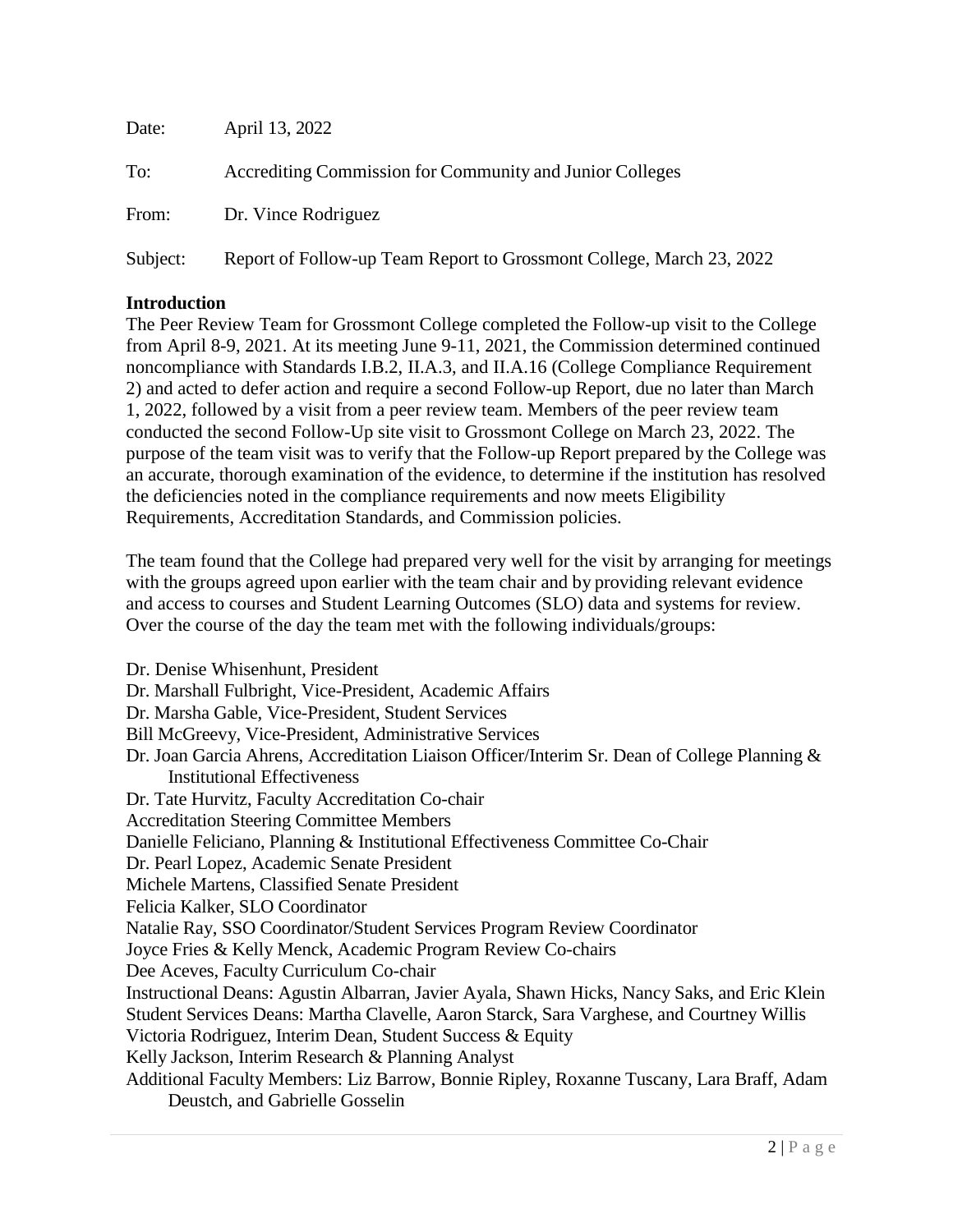Date: April 13, 2022

To: Accrediting Commission for Community and Junior Colleges

From: Dr. Vince Rodriguez

Subject: Report of Follow-up Team Report to Grossmont College, March 23, 2022

**Introduction**

The Peer Review Team for Grossmont College completed the Follow-up visit to the College from April 8-9, 2021. At its meeting June 9-11, 2021, the Commission determined continued noncompliance with Standards I.B.2, II.A.3, and II.A.16 (College Compliance Requirement 2) and acted to defer action and require a second Follow-up Report, due no later than March 1, 2022, followed by a visit from a peer review team. Members of the peer review team conducted the second Follow-Up site visit to Grossmont College on March 23, 2022. The purpose of the team visit was to verify that the Follow-up Report prepared by the College was an accurate, thorough examination of the evidence, to determine if the institution has resolved the deficiencies noted in the compliance requirements and now meets Eligibility Requirements, Accreditation Standards, and Commission policies.

The team found that the College had prepared very well for the visit by arranging for meetings with the groups agreed upon earlier with the team chair and by providing relevant evidence and access to courses and Student Learning Outcomes (SLO) data and systems for review. Over the course of the day the team met with the following individuals/groups:

Dr. Denise Whisenhunt, President
Dr. Marshall Fulbright, Vice-President, Academic Affairs
Dr. Marsha Gable, Vice-President, Student Services
Bill McGreevy, Vice-President, Administrative Services
Dr. Joan Garcia Ahrens, Accreditation Liaison Officer/Interim Sr. Dean of College Planning & Institutional Effectiveness
Dr. Tate Hurvitz, Faculty Accreditation Co-chair
Accreditation Steering Committee Members
Danielle Feliciano, Planning & Institutional Effectiveness Committee Co-Chair
Dr. Pearl Lopez, Academic Senate President
Michele Martens, Classified Senate President
Felicia Kalker, SLO Coordinator
Natalie Ray, SSO Coordinator/Student Services Program Review Coordinator
Joyce Fries & Kelly Menck, Academic Program Review Co-chairs
Dee Aceves, Faculty Curriculum Co-chair
Instructional Deans: Agustin Albarran, Javier Ayala, Shawn Hicks, Nancy Saks, and Eric Klein
Student Services Deans: Martha Clavelle, Aaron Starck, Sara Varghese, and Courtney Willis
Victoria Rodriguez, Interim Dean, Student Success & Equity
Kelly Jackson, Interim Research & Planning Analyst
Additional Faculty Members: Liz Barrow, Bonnie Ripley, Roxanne Tuscany, Lara Braff, Adam Deustch, and Gabrielle Gosselin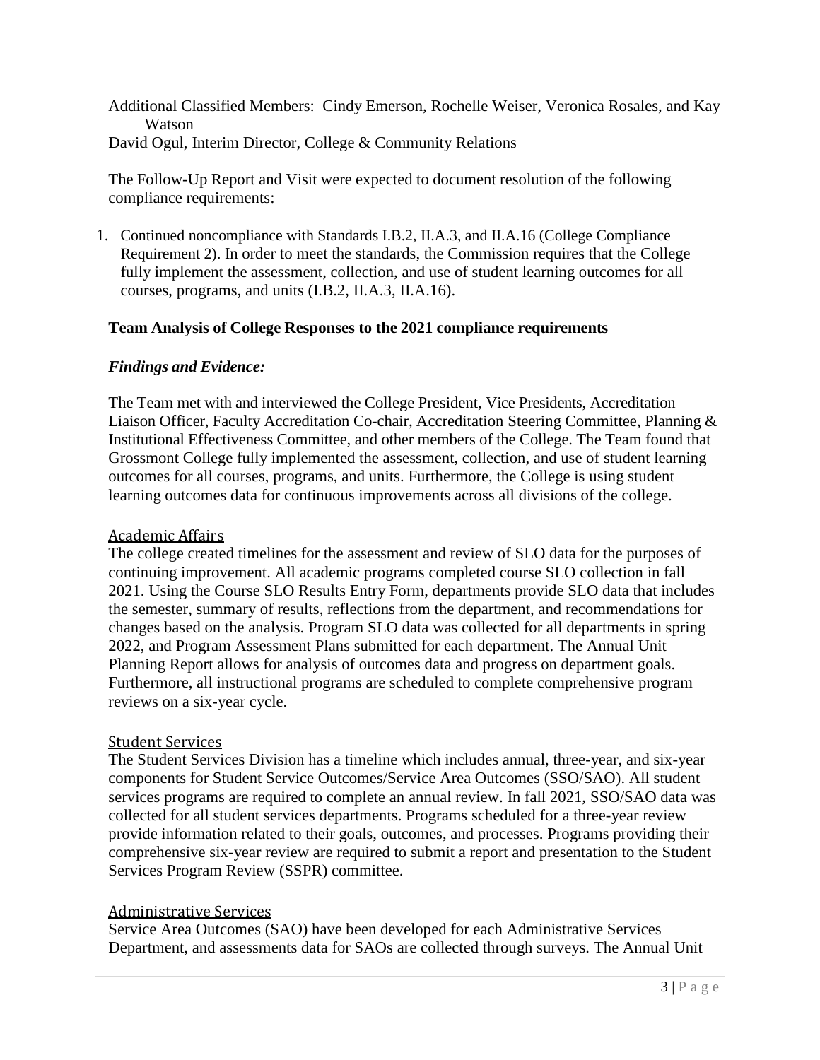Additional Classified Members: Cindy Emerson, Rochelle Weiser, Veronica Rosales, and Kay Watson

David Ogul, Interim Director, College & Community Relations

The Follow-Up Report and Visit were expected to document resolution of the following compliance requirements:

1. Continued noncompliance with Standards I.B.2, II.A.3, and II.A.16 (College Compliance Requirement 2). In order to meet the standards, the Commission requires that the College fully implement the assessment, collection, and use of student learning outcomes for all courses, programs, and units (I.B.2, II.A.3, II.A.16).

**Team Analysis of College Responses to the 2021 compliance requirements**

***Findings and Evidence:***

The Team met with and interviewed the College President, Vice Presidents, Accreditation Liaison Officer, Faculty Accreditation Co-chair, Accreditation Steering Committee, Planning & Institutional Effectiveness Committee, and other members of the College. The Team found that Grossmont College fully implemented the assessment, collection, and use of student learning outcomes for all courses, programs, and units. Furthermore, the College is using student learning outcomes data for continuous improvements across all divisions of the college.

Academic Affairs

The college created timelines for the assessment and review of SLO data for the purposes of continuing improvement. All academic programs completed course SLO collection in fall 2021. Using the Course SLO Results Entry Form, departments provide SLO data that includes the semester, summary of results, reflections from the department, and recommendations for changes based on the analysis. Program SLO data was collected for all departments in spring 2022, and Program Assessment Plans submitted for each department. The Annual Unit Planning Report allows for analysis of outcomes data and progress on department goals. Furthermore, all instructional programs are scheduled to complete comprehensive program reviews on a six-year cycle.

Student Services

The Student Services Division has a timeline which includes annual, three-year, and six-year components for Student Service Outcomes/Service Area Outcomes (SSO/SAO). All student services programs are required to complete an annual review. In fall 2021, SSO/SAO data was collected for all student services departments. Programs scheduled for a three-year review provide information related to their goals, outcomes, and processes. Programs providing their comprehensive six-year review are required to submit a report and presentation to the Student Services Program Review (SSPR) committee.

Administrative Services

Service Area Outcomes (SAO) have been developed for each Administrative Services Department, and assessments data for SAOs are collected through surveys. The Annual Unit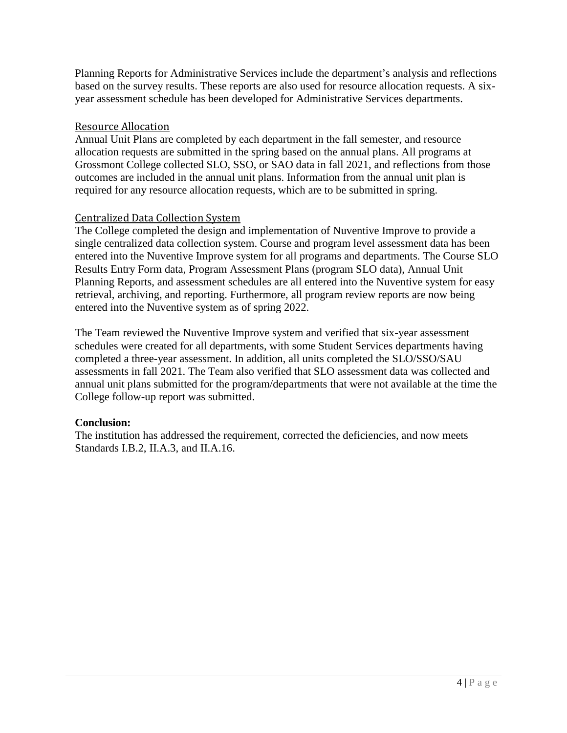Planning Reports for Administrative Services include the department's analysis and reflections based on the survey results. These reports are also used for resource allocation requests. A six-year assessment schedule has been developed for Administrative Services departments.

### Resource Allocation

Annual Unit Plans are completed by each department in the fall semester, and resource allocation requests are submitted in the spring based on the annual plans. All programs at Grossmont College collected SLO, SSO, or SAO data in fall 2021, and reflections from those outcomes are included in the annual unit plans. Information from the annual unit plan is required for any resource allocation requests, which are to be submitted in spring.

### Centralized Data Collection System

The College completed the design and implementation of Nuventive Improve to provide a single centralized data collection system. Course and program level assessment data has been entered into the Nuventive Improve system for all programs and departments. The Course SLO Results Entry Form data, Program Assessment Plans (program SLO data), Annual Unit Planning Reports, and assessment schedules are all entered into the Nuventive system for easy retrieval, archiving, and reporting. Furthermore, all program review reports are now being entered into the Nuventive system as of spring 2022.

The Team reviewed the Nuventive Improve system and verified that six-year assessment schedules were created for all departments, with some Student Services departments having completed a three-year assessment. In addition, all units completed the SLO/SSO/SAU assessments in fall 2021. The Team also verified that SLO assessment data was collected and annual unit plans submitted for the program/departments that were not available at the time the College follow-up report was submitted.

**Conclusion:**

The institution has addressed the requirement, corrected the deficiencies, and now meets Standards I.B.2, II.A.3, and II.A.16.